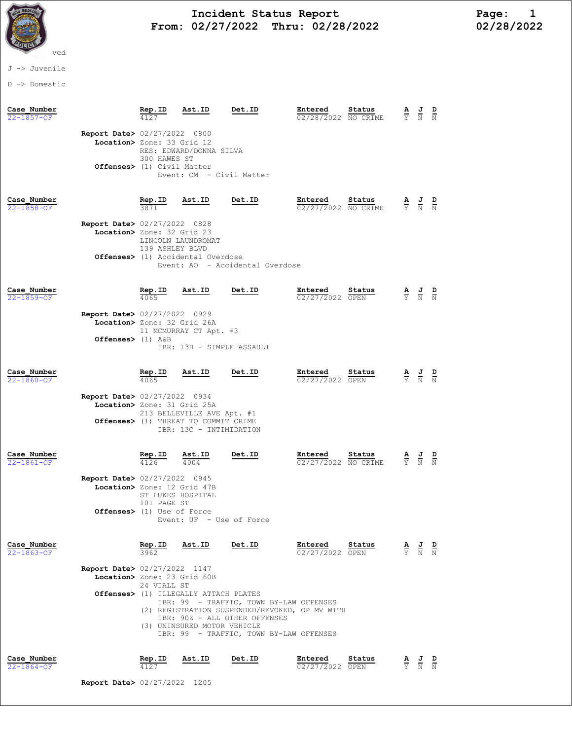# Incident Status Report
## From: 02/27/2022 Thru: 02/28/2022

Page: 1
02/28/2022

-- ved

J -> Juvenile

D -> Domestic

| Case_Number | Rep.ID | Ast.ID | Det.ID | Entered | Status | A | J | D |
|---|---|---|---|---|---|---|---|---|
| 22-1857-OF | 4127 | | | 02/28/2022 | NO CRIME | Y | N | N |

**Report Date>** 02/27/2022 0800
**Location>** Zone: 33 Grid 12
RES: EDWARD/DONNA SILVA
300 HAWES ST
**Offenses>** (1) Civil Matter
Event: CM - Civil Matter

| Case_Number | Rep.ID | Ast.ID | Det.ID | Entered | Status | A | J | D |
|---|---|---|---|---|---|---|---|---|
| 22-1858-OF | 3871 | | | 02/27/2022 | NO CRIME | Y | N | N |

**Report Date>** 02/27/2022 0828
**Location>** Zone: 32 Grid 23
LINCOLN LAUNDROMAT
139 ASHLEY BLVD
**Offenses>** (1) Accidental Overdose
Event: AO - Accidental Overdose

| Case_Number | Rep.ID | Ast.ID | Det.ID | Entered | Status | A | J | D |
|---|---|---|---|---|---|---|---|---|
| 22-1859-OF | 4065 | | | 02/27/2022 | OPEN | Y | N | N |

**Report Date>** 02/27/2022 0929
**Location>** Zone: 32 Grid 26A
11 MCMURRAY CT Apt. #3
**Offenses>** (1) A&B
IBR: 13B - SIMPLE ASSAULT

| Case_Number | Rep.ID | Ast.ID | Det.ID | Entered | Status | A | J | D |
|---|---|---|---|---|---|---|---|---|
| 22-1860-OF | 4065 | | | 02/27/2022 | OPEN | Y | N | N |

**Report Date>** 02/27/2022 0934
**Location>** Zone: 31 Grid 25A
213 BELLEVILLE AVE Apt. #1
**Offenses>** (1) THREAT TO COMMIT CRIME
IBR: 13C - INTIMIDATION

| Case_Number | Rep.ID | Ast.ID | Det.ID | Entered | Status | A | J | D |
|---|---|---|---|---|---|---|---|---|
| 22-1861-OF | 4126 | 4004 | | 02/27/2022 | NO CRIME | Y | N | N |

**Report Date>** 02/27/2022 0945
**Location>** Zone: 12 Grid 47B
ST LUKES HOSPITAL
101 PAGE ST
**Offenses>** (1) Use of Force
Event: UF - Use of Force

| Case_Number | Rep.ID | Ast.ID | Det.ID | Entered | Status | A | J | D |
|---|---|---|---|---|---|---|---|---|
| 22-1863-OF | 3962 | | | 02/27/2022 | OPEN | Y | N | N |

**Report Date>** 02/27/2022 1147
**Location>** Zone: 23 Grid 60B
24 VIALL ST
**Offenses>** (1) ILLEGALLY ATTACH PLATES
IBR: 99 - TRAFFIC, TOWN BY-LAW OFFENSES
(2) REGISTRATION SUSPENDED/REVOKED, OP MV WITH
IBR: 90Z - ALL OTHER OFFENSES
(3) UNINSURED MOTOR VEHICLE
IBR: 99 - TRAFFIC, TOWN BY-LAW OFFENSES

| Case_Number | Rep.ID | Ast.ID | Det.ID | Entered | Status | A | J | D |
|---|---|---|---|---|---|---|---|---|
| 22-1864-OF | 4127 | | | 02/27/2022 | OPEN | Y | N | N |

**Report Date>** 02/27/2022 1205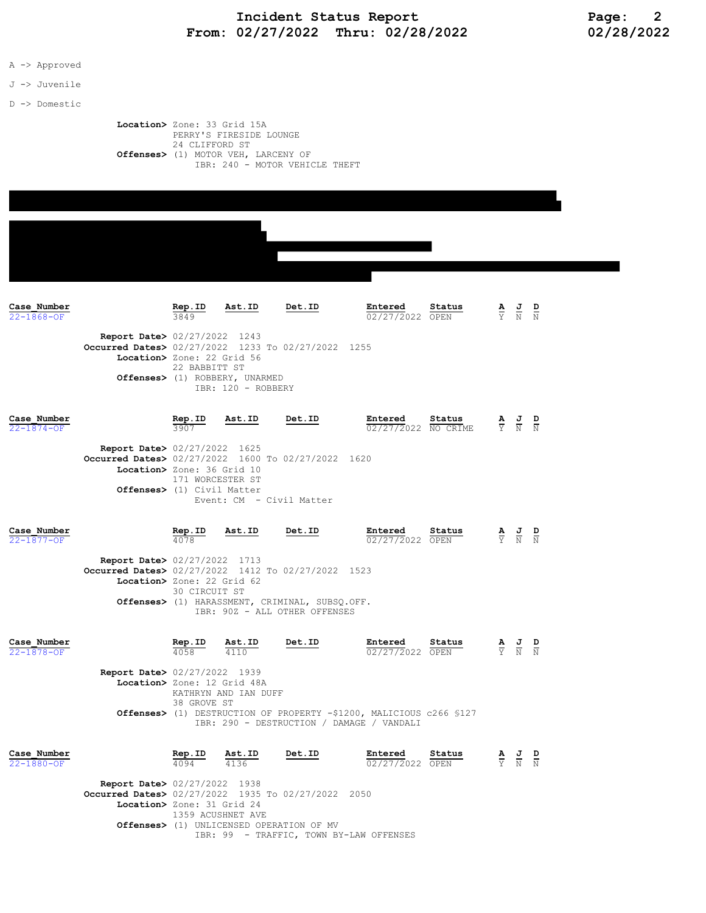A -> Approved

J -> Juvenile

D -> Domestic

**Location>** Zone: 33 Grid 15A
PERRY'S FIRESIDE LOUNGE
24 CLIFFORD ST
**Offenses>** (1) MOTOR VEH, LARCENY OF
IBR: 240 - MOTOR VEHICLE THEFT

| Case_Number | Rep.ID | Ast.ID | Det.ID | Entered | Status | A | J | D |
|---|---|---|---|---|---|---|---|---|
| 22-1868-OF | 3849 | | | 02/27/2022 | OPEN | Y | N | N |

**Report Date>** 02/27/2022 1243
**Occurred Dates>** 02/27/2022 1233 To 02/27/2022 1255
**Location>** Zone: 22 Grid 56
22 BABBITT ST
**Offenses>** (1) ROBBERY, UNARMED
IBR: 120 - ROBBERY

| Case_Number | Rep.ID | Ast.ID | Det.ID | Entered | Status | A | J | D |
|---|---|---|---|---|---|---|---|---|
| 22-1874-OF | 3907 | | | 02/27/2022 | NO CRIME | Y | N | N |

**Report Date>** 02/27/2022 1625
**Occurred Dates>** 02/27/2022 1600 To 02/27/2022 1620
**Location>** Zone: 36 Grid 10
171 WORCESTER ST
**Offenses>** (1) Civil Matter
Event: CM - Civil Matter

| Case_Number | Rep.ID | Ast.ID | Det.ID | Entered | Status | A | J | D |
|---|---|---|---|---|---|---|---|---|
| 22-1877-OF | 4078 | | | 02/27/2022 | OPEN | Y | N | N |

**Report Date>** 02/27/2022 1713
**Occurred Dates>** 02/27/2022 1412 To 02/27/2022 1523
**Location>** Zone: 22 Grid 62
30 CIRCUIT ST
**Offenses>** (1) HARASSMENT, CRIMINAL, SUBSQ.OFF.
IBR: 90Z - ALL OTHER OFFENSES

| Case_Number | Rep.ID | Ast.ID | Det.ID | Entered | Status | A | J | D |
|---|---|---|---|---|---|---|---|---|
| 22-1878-OF | 4058 | 4110 | | 02/27/2022 | OPEN | Y | N | N |

**Report Date>** 02/27/2022 1939
**Location>** Zone: 12 Grid 48A
KATHRYN AND IAN DUFF
38 GROVE ST
**Offenses>** (1) DESTRUCTION OF PROPERTY -$1200, MALICIOUS c266 §127
IBR: 290 - DESTRUCTION / DAMAGE / VANDALI

| Case_Number | Rep.ID | Ast.ID | Det.ID | Entered | Status | A | J | D |
|---|---|---|---|---|---|---|---|---|
| 22-1880-OF | 4094 | 4136 | | 02/27/2022 | OPEN | Y | N | N |

**Report Date>** 02/27/2022 1938
**Occurred Dates>** 02/27/2022 1935 To 02/27/2022 2050
**Location>** Zone: 31 Grid 24
1359 ACUSHNET AVE
**Offenses>** (1) UNLICENSED OPERATION OF MV
IBR: 99 - TRAFFIC, TOWN BY-LAW OFFENSES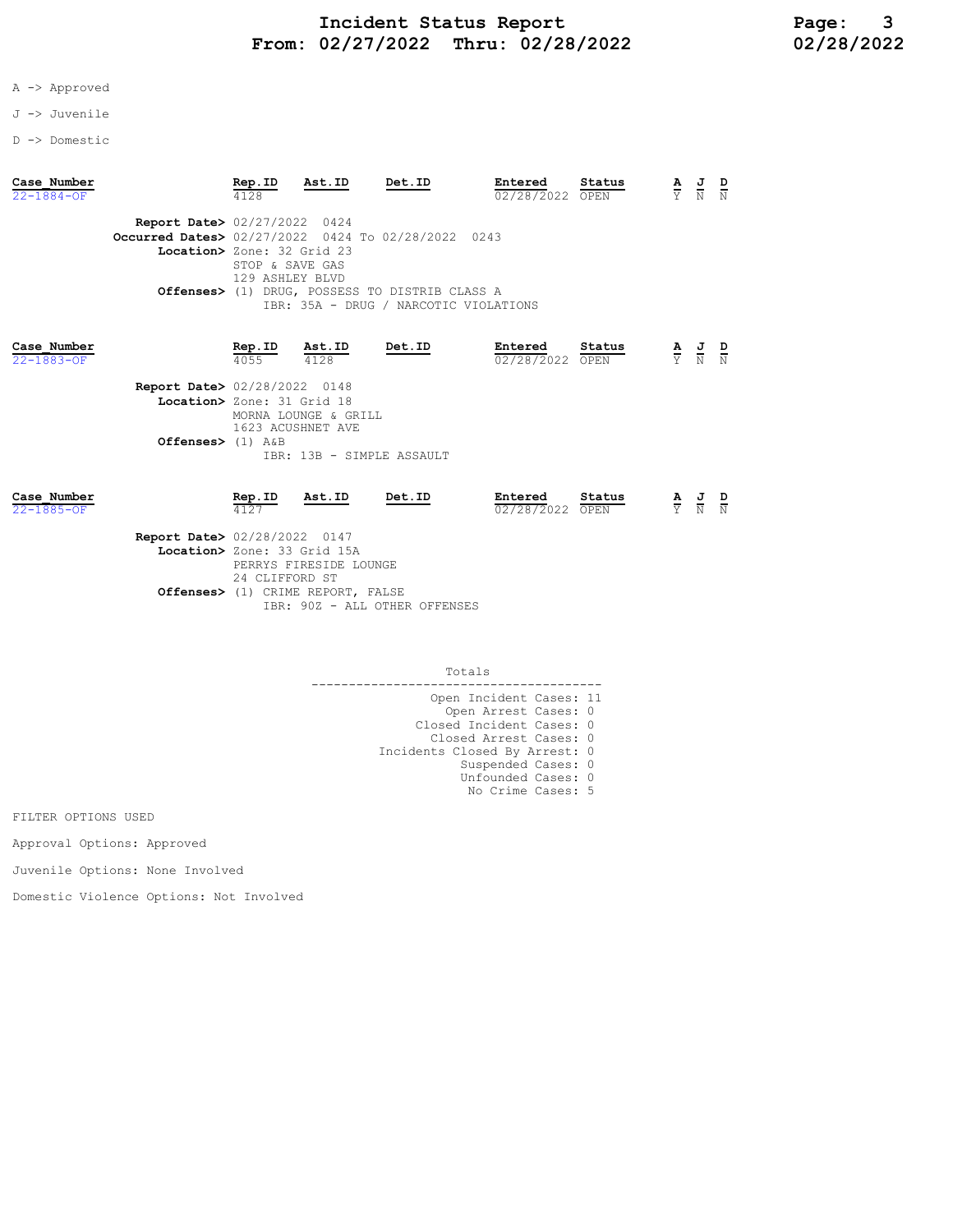A -> Approved

J -> Juvenile

D -> Domestic

| Case_Number | Rep.ID | Ast.ID | Det.ID | Entered | Status | A | J | D |
|---|---|---|---|---|---|---|---|---|
| 22-1884-OF | 4128 | | | 02/28/2022 | OPEN | Y | N | N |

**Report Date>** 02/27/2022 0424
**Occurred Dates>** 02/27/2022 0424 To 02/28/2022 0243
**Location>** Zone: 32 Grid 23
STOP & SAVE GAS
129 ASHLEY BLVD
**Offenses>** (1) DRUG, POSSESS TO DISTRIB CLASS A
IBR: 35A - DRUG / NARCOTIC VIOLATIONS

| Case_Number | Rep.ID | Ast.ID | Det.ID | Entered | Status | A | J | D |
|---|---|---|---|---|---|---|---|---|
| 22-1883-OF | 4055 | 4128 | | 02/28/2022 | OPEN | Y | N | N |

**Report Date>** 02/28/2022 0148
**Location>** Zone: 31 Grid 18
MORNA LOUNGE & GRILL
1623 ACUSHNET AVE
**Offenses>** (1) A&B
IBR: 13B - SIMPLE ASSAULT

| Case_Number | Rep.ID | Ast.ID | Det.ID | Entered | Status | A | J | D |
|---|---|---|---|---|---|---|---|---|
| 22-1885-OF | 4127 | | | 02/28/2022 | OPEN | Y | N | N |

**Report Date>** 02/28/2022 0147
**Location>** Zone: 33 Grid 15A
PERRYS FIRESIDE LOUNGE
24 CLIFFORD ST
**Offenses>** (1) CRIME REPORT, FALSE
IBR: 90Z - ALL OTHER OFFENSES

Totals

| | |
|---|---|
| Open Incident Cases: | 11 |
| Open Arrest Cases: | 0 |
| Closed Incident Cases: | 0 |
| Closed Arrest Cases: | 0 |
| Incidents Closed By Arrest: | 0 |
| Suspended Cases: | 0 |
| Unfounded Cases: | 0 |
| No Crime Cases: | 5 |

FILTER OPTIONS USED

Approval Options: Approved

Juvenile Options: None Involved

Domestic Violence Options: Not Involved